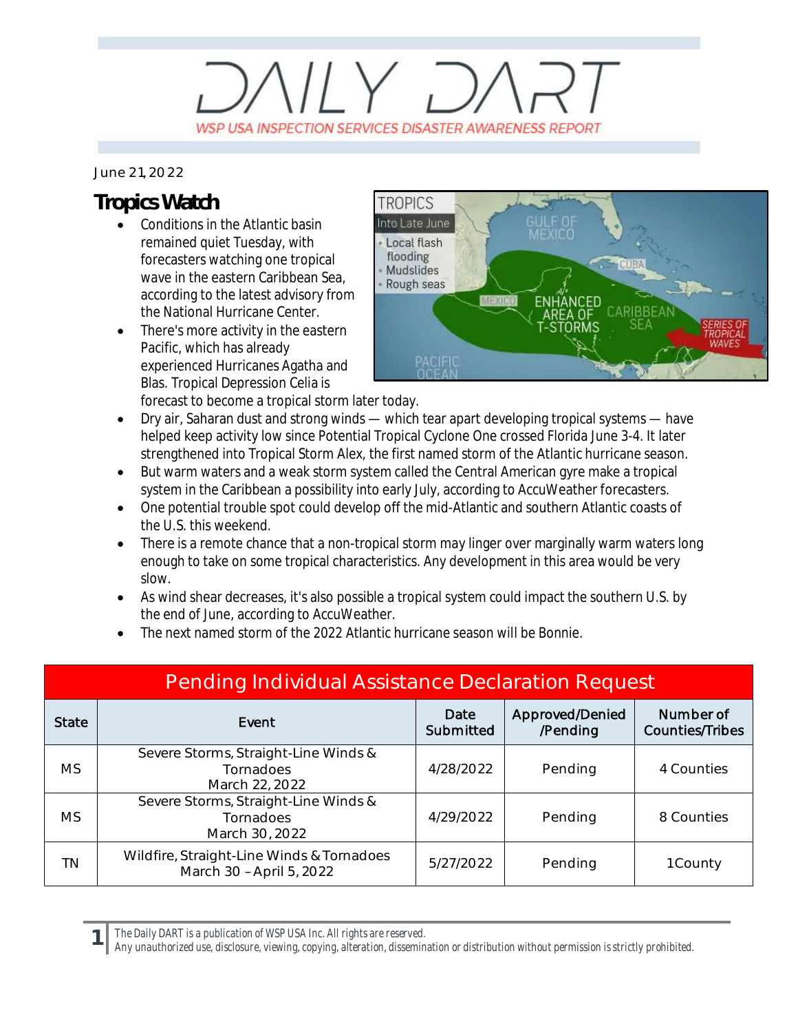# DAILY DART

WSP USA INSPECTION SERVICES DISASTER AWARENESS REPORT

June 21, 2022

## Tropics Watch

- Conditions in the Atlantic basin remained quiet Tuesday, with forecasters watching one tropical wave in the eastern Caribbean Sea, according to the latest advisory from the National Hurricane Center.
- There's more activity in the eastern Pacific, which has already experienced Hurricanes Agatha and Blas. Tropical Depression Celia is forecast to become a tropical storm later today.
- Dry air, Saharan dust and strong winds — which tear apart developing tropical systems — have helped keep activity low since Potential Tropical Cyclone One crossed Florida June 3-4. It later strengthened into Tropical Storm Alex, the first named storm of the Atlantic hurricane season.
- But warm waters and a weak storm system called the Central American gyre make a tropical system in the Caribbean a possibility into early July, according to AccuWeather forecasters.
- One potential trouble spot could develop off the mid-Atlantic and southern Atlantic coasts of the U.S. this weekend.
- There is a remote chance that a non-tropical storm may linger over marginally warm waters long enough to take on some tropical characteristics. Any development in this area would be very slow.
- As wind shear decreases, it's also possible a tropical system could impact the southern U.S. by the end of June, according to AccuWeather.
- The next named storm of the 2022 Atlantic hurricane season will be Bonnie.

| Pending Individual Assistance Declaration Request | | | | |
|---|---|---|---|---|
| State | Event | Date Submitted | Approved/Denied /Pending | Number of Counties/Tribes |
| MS | Severe Storms, Straight-Line Winds & Tornadoes March 22, 2022 | 4/28/2022 | Pending | 4 Counties |
| MS | Severe Storms, Straight-Line Winds & Tornadoes March 30, 2022 | 4/29/2022 | Pending | 8 Counties |
| TN | Wildfire, Straight-Line Winds & Tornadoes March 30 – April 5, 2022 | 5/27/2022 | Pending | 1 County |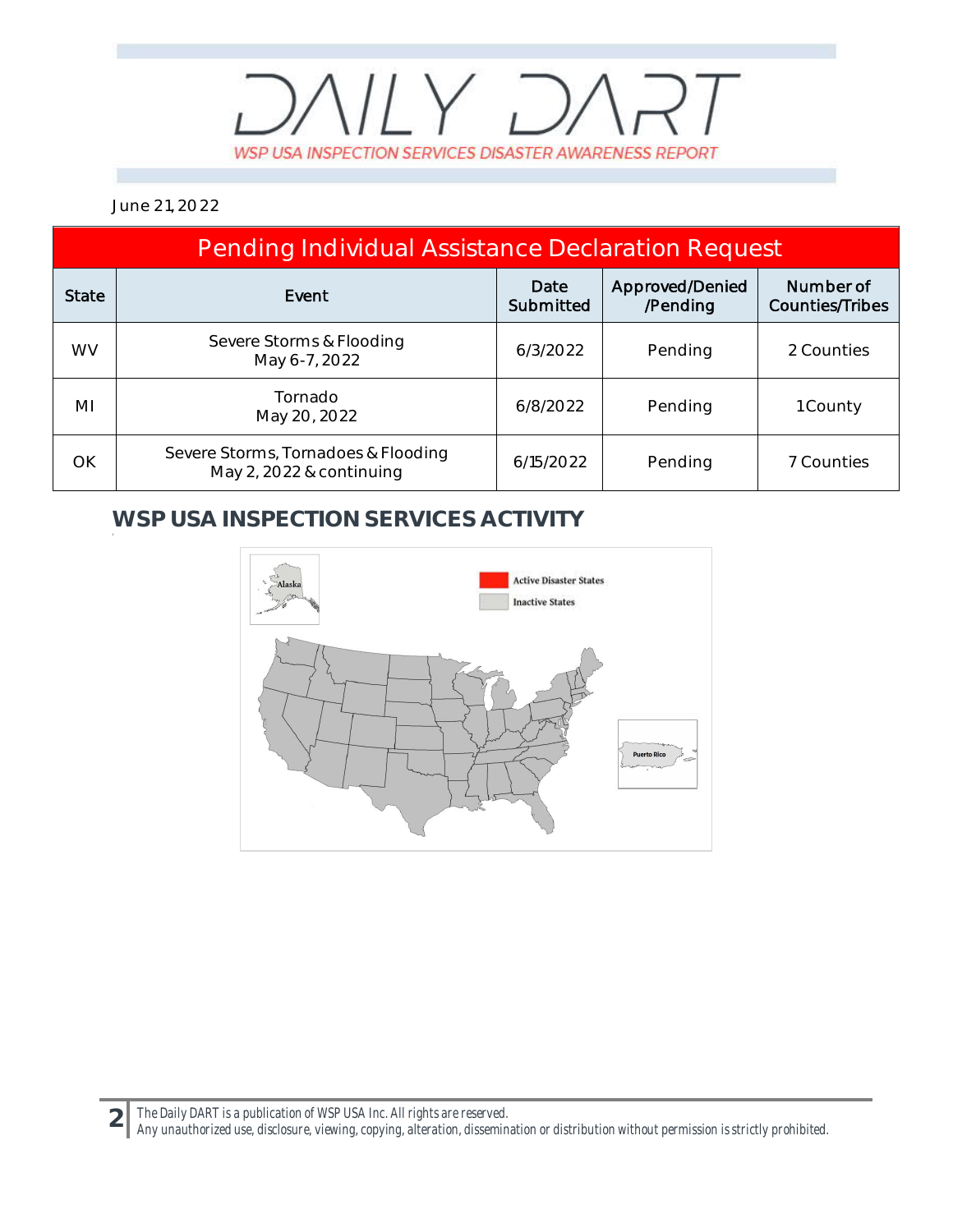# DAILY DART

WSP USA INSPECTION SERVICES DISASTER AWARENESS REPORT

June 21, 2022

| Pending Individual Assistance Declaration Request | | | | |
|---|---|---|---|---|
| State | Event | Date Submitted | Approved/Denied /Pending | Number of Counties/Tribes |
| WV | Severe Storms & Flooding<br>May 6-7, 2022 | 6/3/2022 | Pending | 2 Counties |
| MI | Tornado<br>May 20, 2022 | 6/8/2022 | Pending | 1 County |
| OK | Severe Storms, Tornadoes & Flooding<br>May 2, 2022 & continuing | 6/15/2022 | Pending | 7 Counties |

## WSP USA INSPECTION SERVICES ACTIVITY

Active Disaster States
Inactive States
Alaska
Puerto Rico

The Daily DART is a publication of WSP USA Inc. All rights are reserved.
Any unauthorized use, disclosure, viewing, copying, alteration, dissemination or distribution without permission is strictly prohibited.